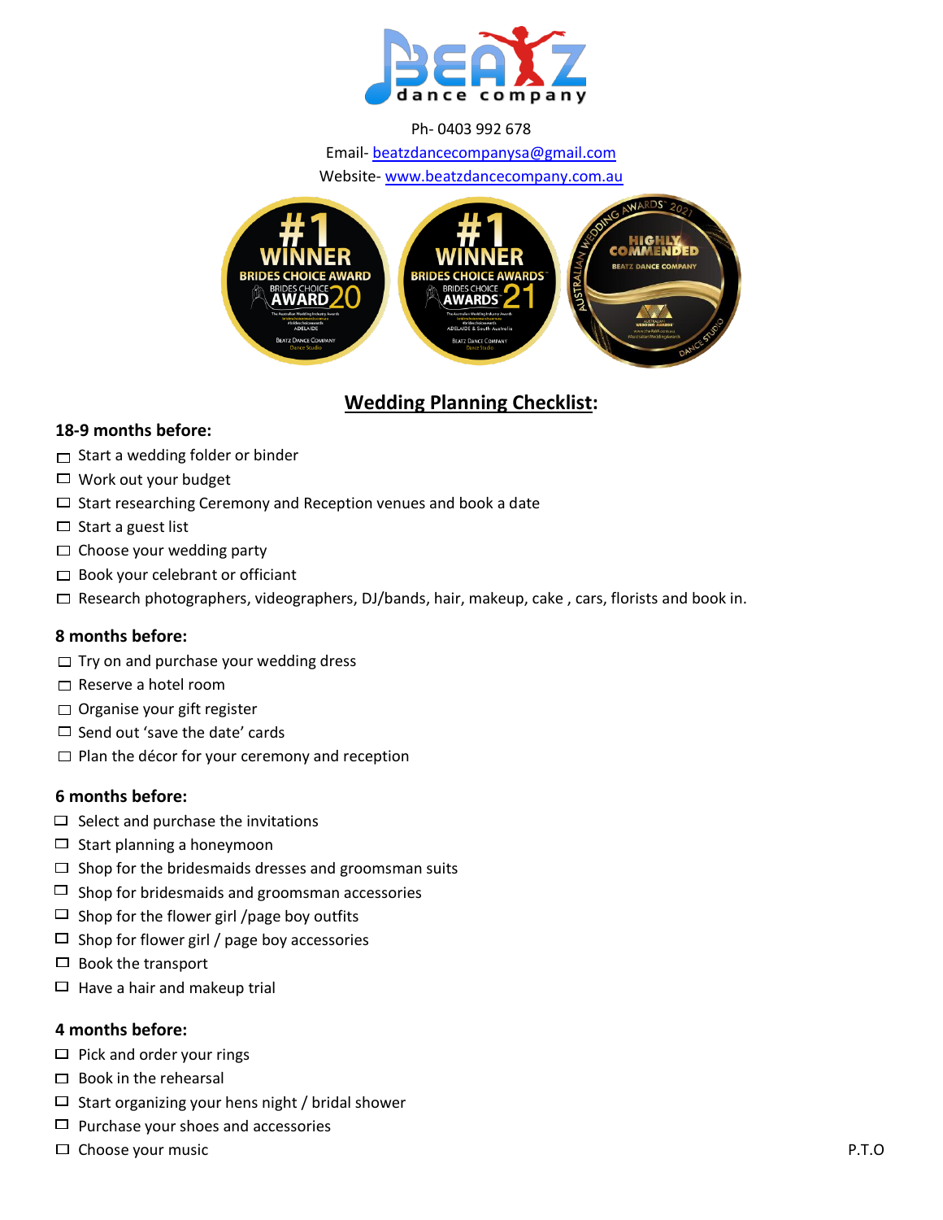Ph- 0403 992 678

Email- beatzdancecompanysa@gmail.com

Website- www.beatzdancecompany.com.au

# Wedding Planning Checklist:

### 18-9 months before:

- ☐ Start a wedding folder or binder
- ☐ Work out your budget
- ☐ Start researching Ceremony and Reception venues and book a date
- ☐ Start a guest list
- ☐ Choose your wedding party
- ☐ Book your celebrant or officiant
- ☐ Research photographers, videographers, DJ/bands, hair, makeup, cake , cars, florists and book in.

### 8 months before:

- ☐ Try on and purchase your wedding dress
- ☐ Reserve a hotel room
- ☐ Organise your gift register
- ☐ Send out 'save the date' cards
- ☐ Plan the décor for your ceremony and reception

### 6 months before:

- ☐ Select and purchase the invitations
- ☐ Start planning a honeymoon
- ☐ Shop for the bridesmaids dresses and groomsman suits
- ☐ Shop for bridesmaids and groomsman accessories
- ☐ Shop for the flower girl /page boy outfits
- ☐ Shop for flower girl / page boy accessories
- ☐ Book the transport
- ☐ Have a hair and makeup trial

### 4 months before:

- ☐ Pick and order your rings
- ☐ Book in the rehearsal
- ☐ Start organizing your hens night / bridal shower
- ☐ Purchase your shoes and accessories
- ☐ Choose your music

P.T.O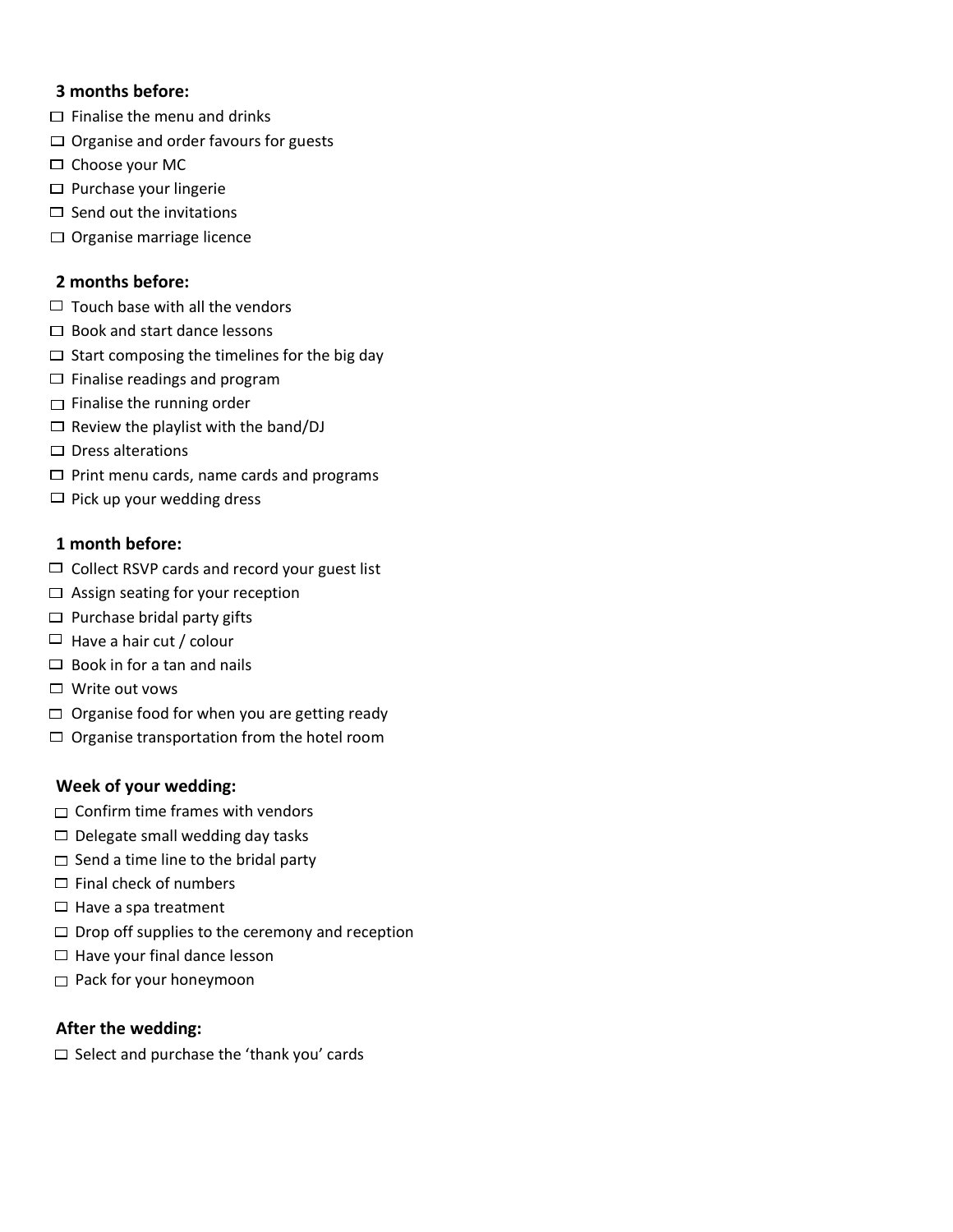**3 months before:**

- ☐ Finalise the menu and drinks
- ☐ Organise and order favours for guests
- ☐ Choose your MC
- ☐ Purchase your lingerie
- ☐ Send out the invitations
- ☐ Organise marriage licence

**2 months before:**

- ☐ Touch base with all the vendors
- ☐ Book and start dance lessons
- ☐ Start composing the timelines for the big day
- ☐ Finalise readings and program
- ☐ Finalise the running order
- ☐ Review the playlist with the band/DJ
- ☐ Dress alterations
- ☐ Print menu cards, name cards and programs
- ☐ Pick up your wedding dress

**1 month before:**

- ☐ Collect RSVP cards and record your guest list
- ☐ Assign seating for your reception
- ☐ Purchase bridal party gifts
- ☐ Have a hair cut / colour
- ☐ Book in for a tan and nails
- ☐ Write out vows
- ☐ Organise food for when you are getting ready
- ☐ Organise transportation from the hotel room

**Week of your wedding:**

- ☐ Confirm time frames with vendors
- ☐ Delegate small wedding day tasks
- ☐ Send a time line to the bridal party
- ☐ Final check of numbers
- ☐ Have a spa treatment
- ☐ Drop off supplies to the ceremony and reception
- ☐ Have your final dance lesson
- ☐ Pack for your honeymoon

**After the wedding:**

- ☐ Select and purchase the 'thank you' cards